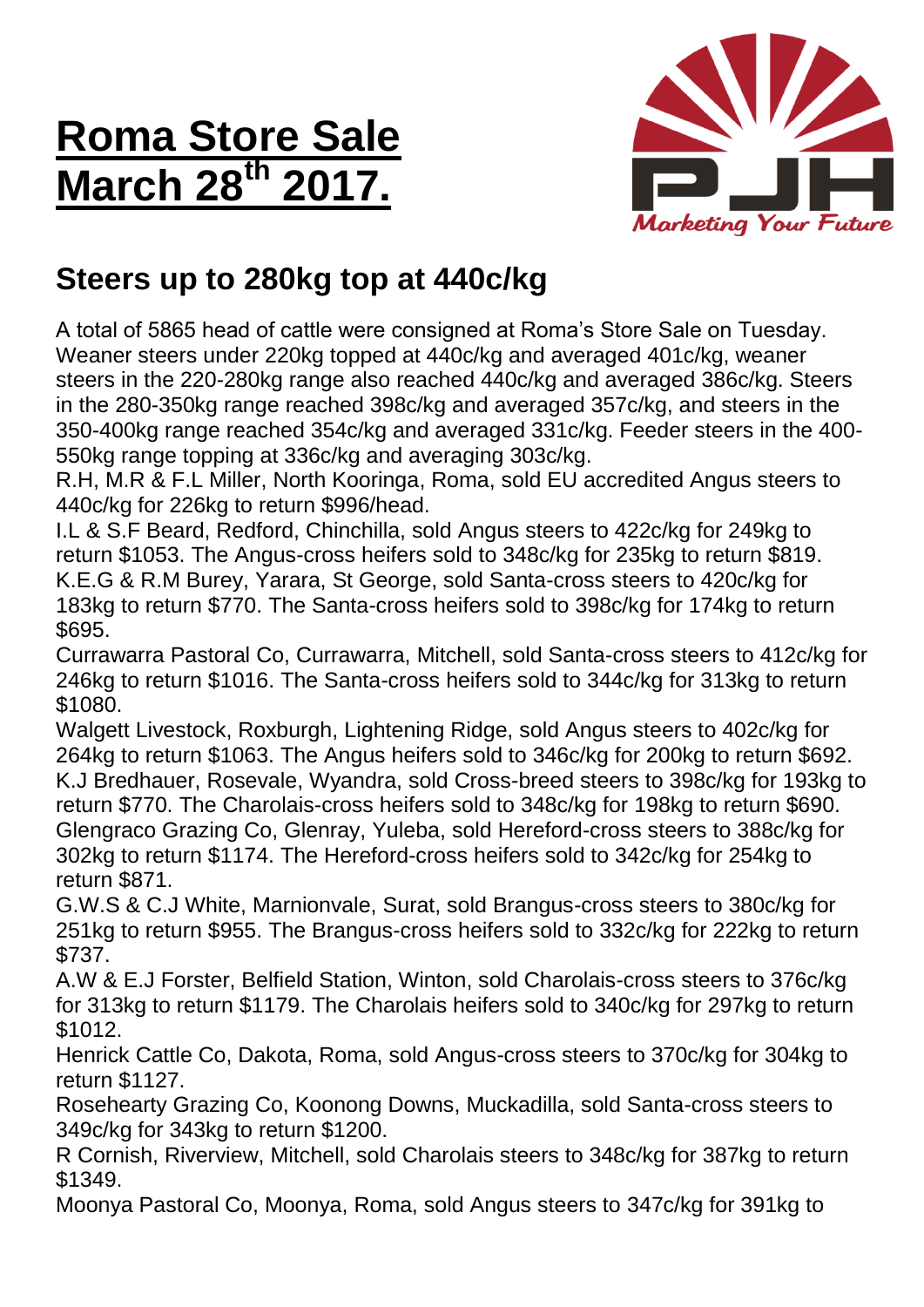# Roma Store Sale March 28th 2017.

PJH

Marketing Your Future

## Steers up to 280kg top at 440c/kg

A total of 5865 head of cattle were consigned at Roma's Store Sale on Tuesday. Weaner steers under 220kg topped at 440c/kg and averaged 401c/kg, weaner steers in the 220-280kg range also reached 440c/kg and averaged 386c/kg. Steers in the 280-350kg range reached 398c/kg and averaged 357c/kg, and steers in the 350-400kg range reached 354c/kg and averaged 331c/kg. Feeder steers in the 400-550kg range topping at 336c/kg and averaging 303c/kg.

R.H, M.R & F.L Miller, North Kooringa, Roma, sold EU accredited Angus steers to 440c/kg for 226kg to return $996/head.

I.L & S.F Beard, Redford, Chinchilla, sold Angus steers to 422c/kg for 249kg to return $1053. The Angus-cross heifers sold to 348c/kg for 235kg to return $819.

K.E.G & R.M Burey, Yarara, St George, sold Santa-cross steers to 420c/kg for 183kg to return $770. The Santa-cross heifers sold to 398c/kg for 174kg to return $695.

Currawarra Pastoral Co, Currawarra, Mitchell, sold Santa-cross steers to 412c/kg for 246kg to return $1016. The Santa-cross heifers sold to 344c/kg for 313kg to return $1080.

Walgett Livestock, Roxburgh, Lightening Ridge, sold Angus steers to 402c/kg for 264kg to return $1063. The Angus heifers sold to 346c/kg for 200kg to return $692.

K.J Bredhauer, Rosevale, Wyandra, sold Cross-breed steers to 398c/kg for 193kg to return $770. The Charolais-cross heifers sold to 348c/kg for 198kg to return $690.

Glengraco Grazing Co, Glenray, Yuleba, sold Hereford-cross steers to 388c/kg for 302kg to return $1174. The Hereford-cross heifers sold to 342c/kg for 254kg to return $871.

G.W.S & C.J White, Marnionvale, Surat, sold Brangus-cross steers to 380c/kg for 251kg to return $955. The Brangus-cross heifers sold to 332c/kg for 222kg to return $737.

A.W & E.J Forster, Belfield Station, Winton, sold Charolais-cross steers to 376c/kg for 313kg to return $1179. The Charolais heifers sold to 340c/kg for 297kg to return $1012.

Henrick Cattle Co, Dakota, Roma, sold Angus-cross steers to 370c/kg for 304kg to return $1127.

Rosehearty Grazing Co, Koonong Downs, Muckadilla, sold Santa-cross steers to 349c/kg for 343kg to return $1200.

R Cornish, Riverview, Mitchell, sold Charolais steers to 348c/kg for 387kg to return $1349.

Moonya Pastoral Co, Moonya, Roma, sold Angus steers to 347c/kg for 391kg to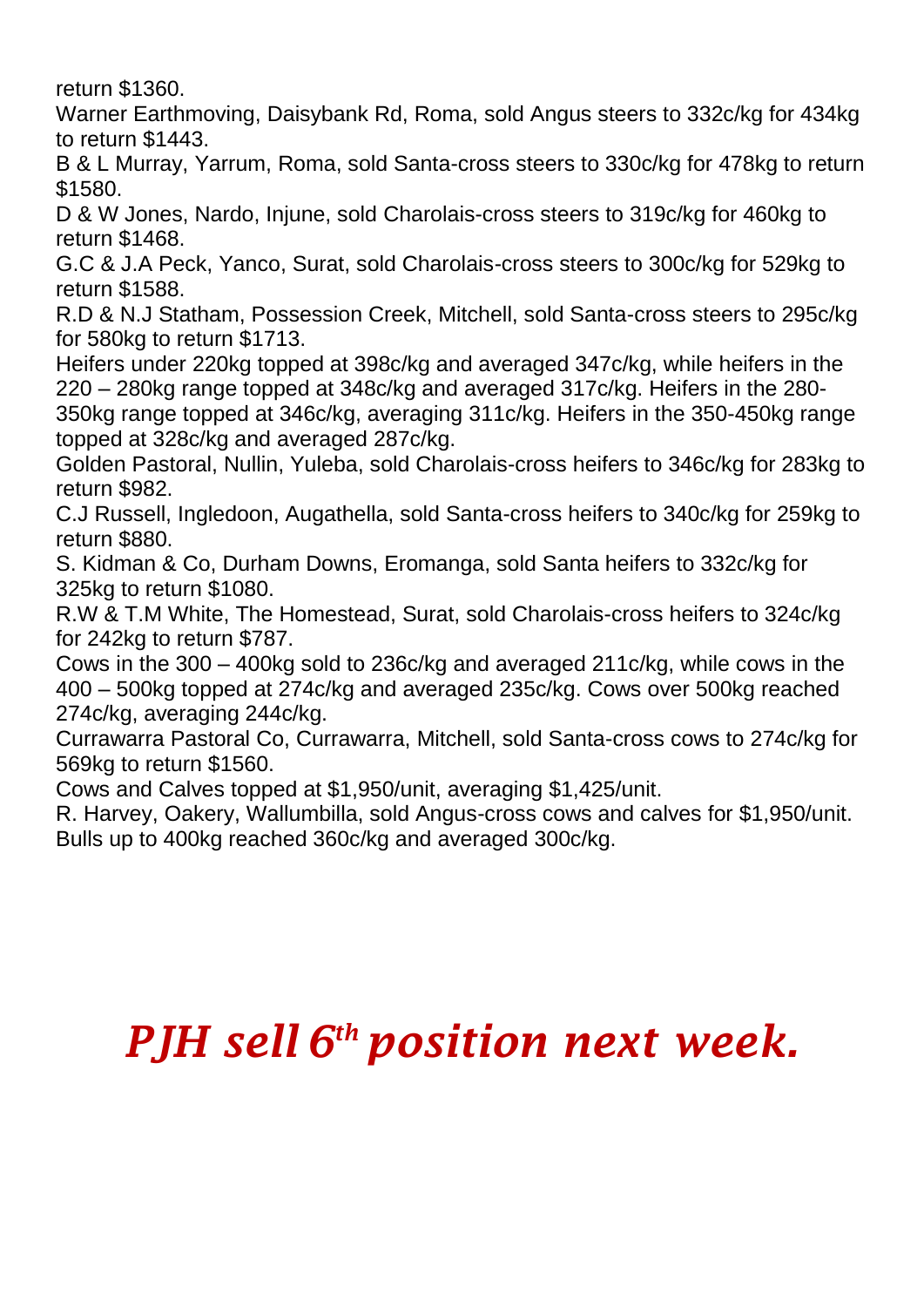return $1360.

Warner Earthmoving, Daisybank Rd, Roma, sold Angus steers to 332c/kg for 434kg to return $1443.

B & L Murray, Yarrum, Roma, sold Santa-cross steers to 330c/kg for 478kg to return $1580.

D & W Jones, Nardo, Injune, sold Charolais-cross steers to 319c/kg for 460kg to return $1468.

G.C & J.A Peck, Yanco, Surat, sold Charolais-cross steers to 300c/kg for 529kg to return $1588.

R.D & N.J Statham, Possession Creek, Mitchell, sold Santa-cross steers to 295c/kg for 580kg to return $1713.

Heifers under 220kg topped at 398c/kg and averaged 347c/kg, while heifers in the 220 – 280kg range topped at 348c/kg and averaged 317c/kg. Heifers in the 280-350kg range topped at 346c/kg, averaging 311c/kg. Heifers in the 350-450kg range topped at 328c/kg and averaged 287c/kg.

Golden Pastoral, Nullin, Yuleba, sold Charolais-cross heifers to 346c/kg for 283kg to return $982.

C.J Russell, Ingledoon, Augathella, sold Santa-cross heifers to 340c/kg for 259kg to return $880.

S. Kidman & Co, Durham Downs, Eromanga, sold Santa heifers to 332c/kg for 325kg to return $1080.

R.W & T.M White, The Homestead, Surat, sold Charolais-cross heifers to 324c/kg for 242kg to return $787.

Cows in the 300 – 400kg sold to 236c/kg and averaged 211c/kg, while cows in the 400 – 500kg topped at 274c/kg and averaged 235c/kg. Cows over 500kg reached 274c/kg, averaging 244c/kg.

Currawarra Pastoral Co, Currawarra, Mitchell, sold Santa-cross cows to 274c/kg for 569kg to return $1560.

Cows and Calves topped at $1,950/unit, averaging $1,425/unit.

R. Harvey, Oakery, Wallumbilla, sold Angus-cross cows and calves for $1,950/unit.

Bulls up to 400kg reached 360c/kg and averaged 300c/kg.

***PJH sell 6th position next week.***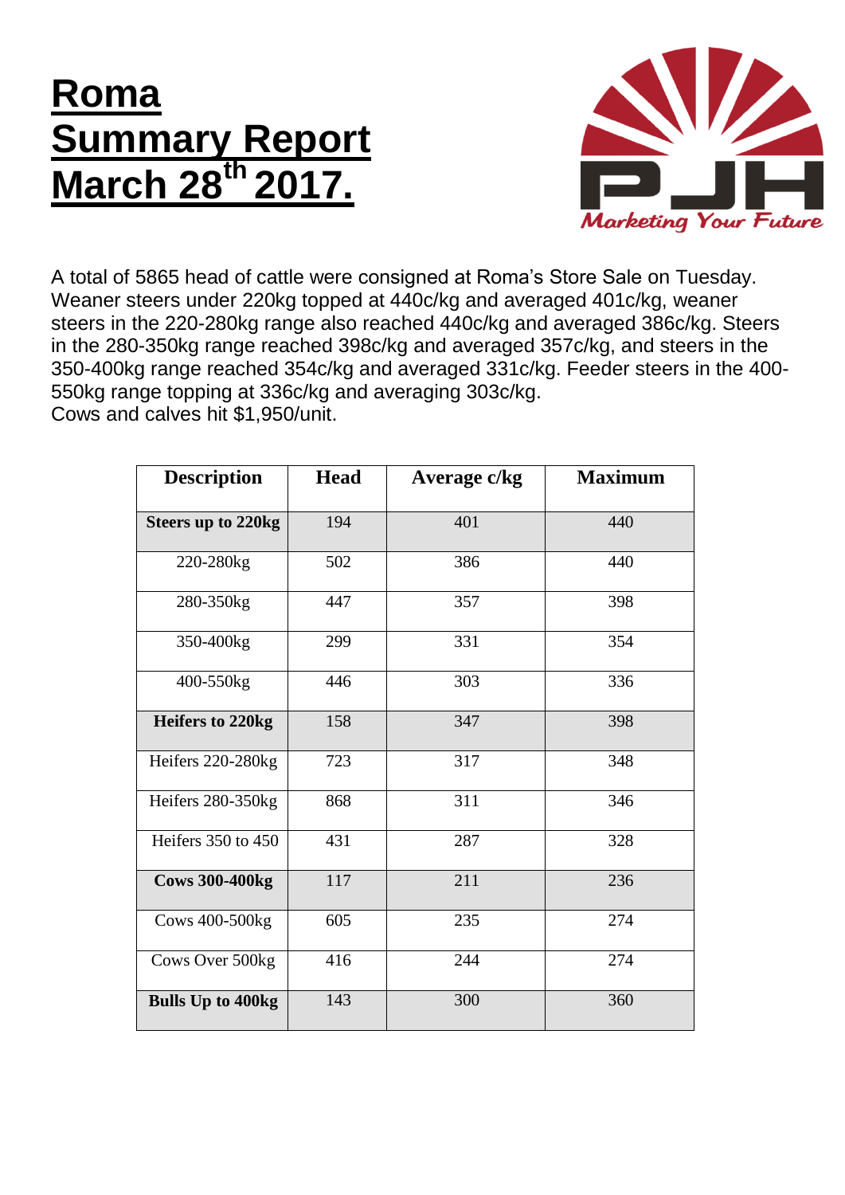# Roma Summary Report March 28th 2017.

PJH
*Marketing Your Future*

A total of 5865 head of cattle were consigned at Roma's Store Sale on Tuesday. Weaner steers under 220kg topped at 440c/kg and averaged 401c/kg, weaner steers in the 220-280kg range also reached 440c/kg and averaged 386c/kg. Steers in the 280-350kg range reached 398c/kg and averaged 357c/kg, and steers in the 350-400kg range reached 354c/kg and averaged 331c/kg. Feeder steers in the 400-550kg range topping at 336c/kg and averaging 303c/kg.
Cows and calves hit $1,950/unit.

| Description | Head | Average c/kg | Maximum |
|---|---|---|---|
| **Steers up to 220kg** | 194 | 401 | 440 |
| 220-280kg | 502 | 386 | 440 |
| 280-350kg | 447 | 357 | 398 |
| 350-400kg | 299 | 331 | 354 |
| 400-550kg | 446 | 303 | 336 |
| **Heifers to 220kg** | 158 | 347 | 398 |
| Heifers 220-280kg | 723 | 317 | 348 |
| Heifers 280-350kg | 868 | 311 | 346 |
| Heifers 350 to 450 | 431 | 287 | 328 |
| **Cows 300-400kg** | 117 | 211 | 236 |
| Cows 400-500kg | 605 | 235 | 274 |
| Cows Over 500kg | 416 | 244 | 274 |
| **Bulls Up to 400kg** | 143 | 300 | 360 |